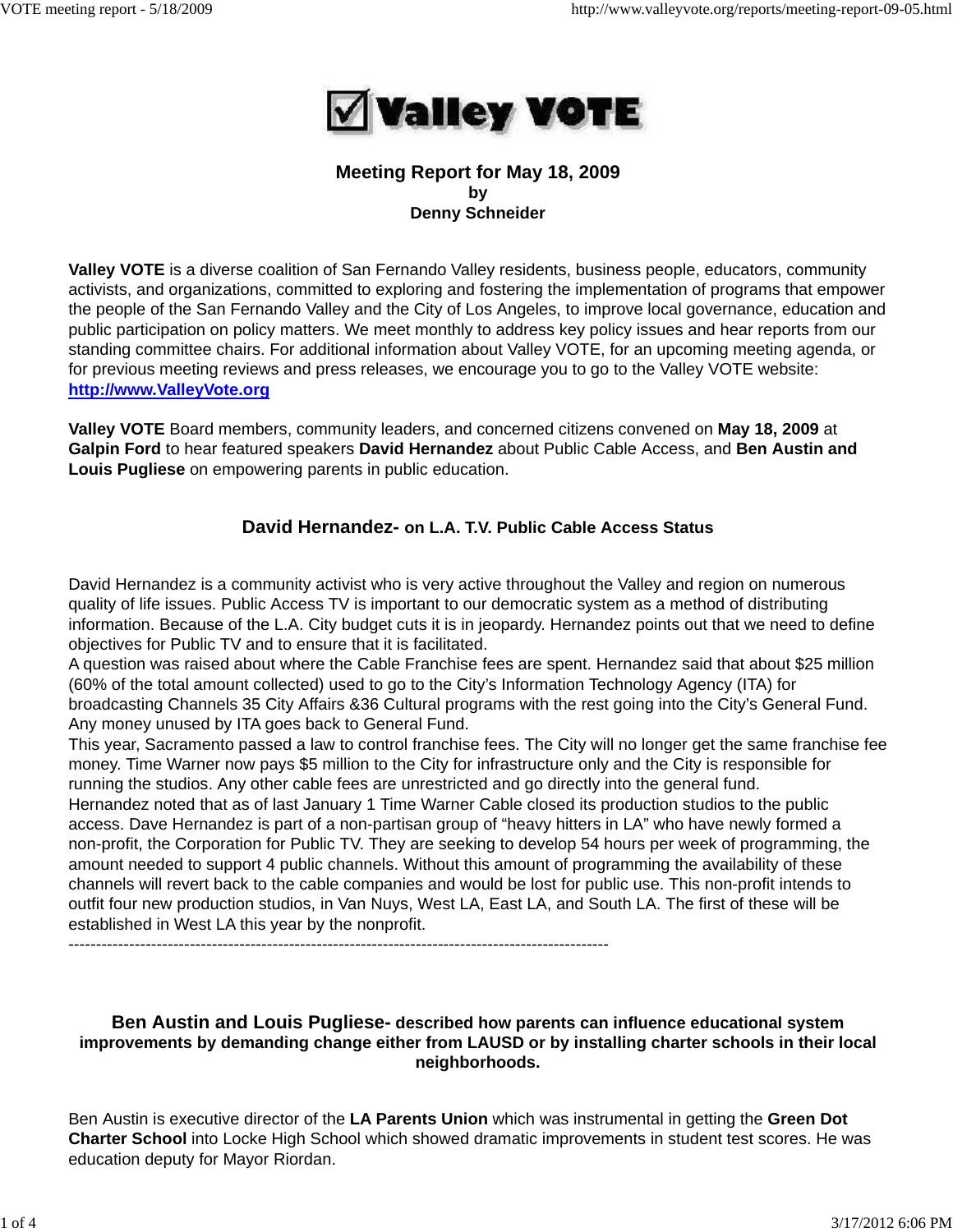# Valley VOTE

## Meeting Report for May 18, 2009
**by**
**Denny Schneider**

**Valley VOTE** is a diverse coalition of San Fernando Valley residents, business people, educators, community activists, and organizations, committed to exploring and fostering the implementation of programs that empower the people of the San Fernando Valley and the City of Los Angeles, to improve local governance, education and public participation on policy matters. We meet monthly to address key policy issues and hear reports from our standing committee chairs. For additional information about Valley VOTE, for an upcoming meeting agenda, or for previous meeting reviews and press releases, we encourage you to go to the Valley VOTE website: **http://www.ValleyVote.org**

**Valley VOTE** Board members, community leaders, and concerned citizens convened on **May 18, 2009** at **Galpin Ford** to hear featured speakers **David Hernandez** about Public Cable Access, and **Ben Austin and Louis Pugliese** on empowering parents in public education.

### David Hernandez- on L.A. T.V. Public Cable Access Status

David Hernandez is a community activist who is very active throughout the Valley and region on numerous quality of life issues. Public Access TV is important to our democratic system as a method of distributing information. Because of the L.A. City budget cuts it is in jeopardy. Hernandez points out that we need to define objectives for Public TV and to ensure that it is facilitated.
A question was raised about where the Cable Franchise fees are spent. Hernandez said that about $25 million (60% of the total amount collected) used to go to the City's Information Technology Agency (ITA) for broadcasting Channels 35 City Affairs &36 Cultural programs with the rest going into the City's General Fund. Any money unused by ITA goes back to General Fund.
This year, Sacramento passed a law to control franchise fees. The City will no longer get the same franchise fee money. Time Warner now pays $5 million to the City for infrastructure only and the City is responsible for running the studios. Any other cable fees are unrestricted and go directly into the general fund.
Hernandez noted that as of last January 1 Time Warner Cable closed its production studios to the public access. Dave Hernandez is part of a non-partisan group of "heavy hitters in LA" who have newly formed a non-profit, the Corporation for Public TV. They are seeking to develop 54 hours per week of programming, the amount needed to support 4 public channels. Without this amount of programming the availability of these channels will revert back to the cable companies and would be lost for public use. This non-profit intends to outfit four new production studios, in Van Nuys, West LA, East LA, and South LA. The first of these will be established in West LA this year by the nonprofit.

---

### Ben Austin and Louis Pugliese- described how parents can influence educational system improvements by demanding change either from LAUSD or by installing charter schools in their local neighborhoods.

Ben Austin is executive director of the **LA Parents Union** which was instrumental in getting the **Green Dot Charter School** into Locke High School which showed dramatic improvements in student test scores. He was education deputy for Mayor Riordan.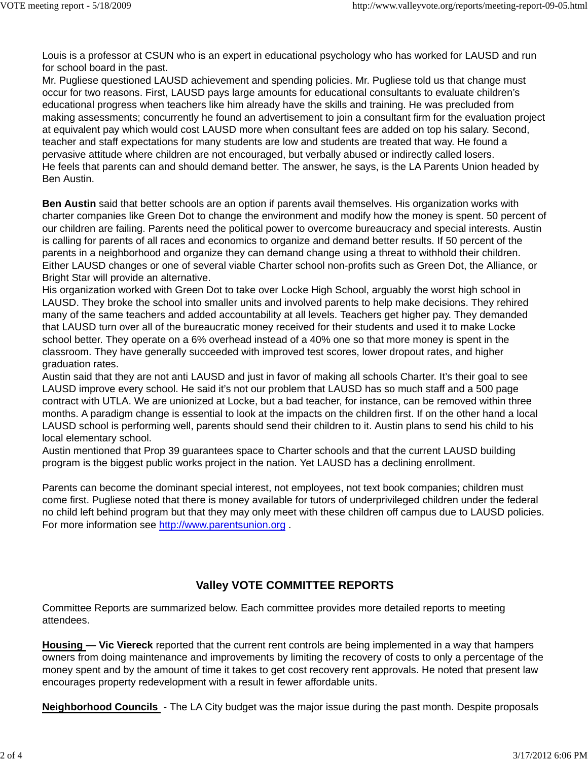Louis is a professor at CSUN who is an expert in educational psychology who has worked for LAUSD and run for school board in the past.
Mr. Pugliese questioned LAUSD achievement and spending policies. Mr. Pugliese told us that change must occur for two reasons. First, LAUSD pays large amounts for educational consultants to evaluate children's educational progress when teachers like him already have the skills and training. He was precluded from making assessments; concurrently he found an advertisement to join a consultant firm for the evaluation project at equivalent pay which would cost LAUSD more when consultant fees are added on top his salary. Second, teacher and staff expectations for many students are low and students are treated that way. He found a pervasive attitude where children are not encouraged, but verbally abused or indirectly called losers.
He feels that parents can and should demand better. The answer, he says, is the LA Parents Union headed by Ben Austin.

**Ben Austin** said that better schools are an option if parents avail themselves. His organization works with charter companies like Green Dot to change the environment and modify how the money is spent. 50 percent of our children are failing. Parents need the political power to overcome bureaucracy and special interests. Austin is calling for parents of all races and economics to organize and demand better results. If 50 percent of the parents in a neighborhood and organize they can demand change using a threat to withhold their children. Either LAUSD changes or one of several viable Charter school non-profits such as Green Dot, the Alliance, or Bright Star will provide an alternative.
His organization worked with Green Dot to take over Locke High School, arguably the worst high school in LAUSD. They broke the school into smaller units and involved parents to help make decisions. They rehired many of the same teachers and added accountability at all levels. Teachers get higher pay. They demanded that LAUSD turn over all of the bureaucratic money received for their students and used it to make Locke school better. They operate on a 6% overhead instead of a 40% one so that more money is spent in the classroom. They have generally succeeded with improved test scores, lower dropout rates, and higher graduation rates.
Austin said that they are not anti LAUSD and just in favor of making all schools Charter. It's their goal to see LAUSD improve every school. He said it's not our problem that LAUSD has so much staff and a 500 page contract with UTLA. We are unionized at Locke, but a bad teacher, for instance, can be removed within three months. A paradigm change is essential to look at the impacts on the children first. If on the other hand a local LAUSD school is performing well, parents should send their children to it. Austin plans to send his child to his local elementary school.
Austin mentioned that Prop 39 guarantees space to Charter schools and that the current LAUSD building program is the biggest public works project in the nation. Yet LAUSD has a declining enrollment.

Parents can become the dominant special interest, not employees, not text book companies; children must come first. Pugliese noted that there is money available for tutors of underprivileged children under the federal no child left behind program but that they may only meet with these children off campus due to LAUSD policies. For more information see http://www.parentsunion.org .

## Valley VOTE COMMITTEE REPORTS

Committee Reports are summarized below. Each committee provides more detailed reports to meeting attendees.

**Housing — Vic Viereck** reported that the current rent controls are being implemented in a way that hampers owners from doing maintenance and improvements by limiting the recovery of costs to only a percentage of the money spent and by the amount of time it takes to get cost recovery rent approvals. He noted that present law encourages property redevelopment with a result in fewer affordable units.

**Neighborhood Councils** - The LA City budget was the major issue during the past month. Despite proposals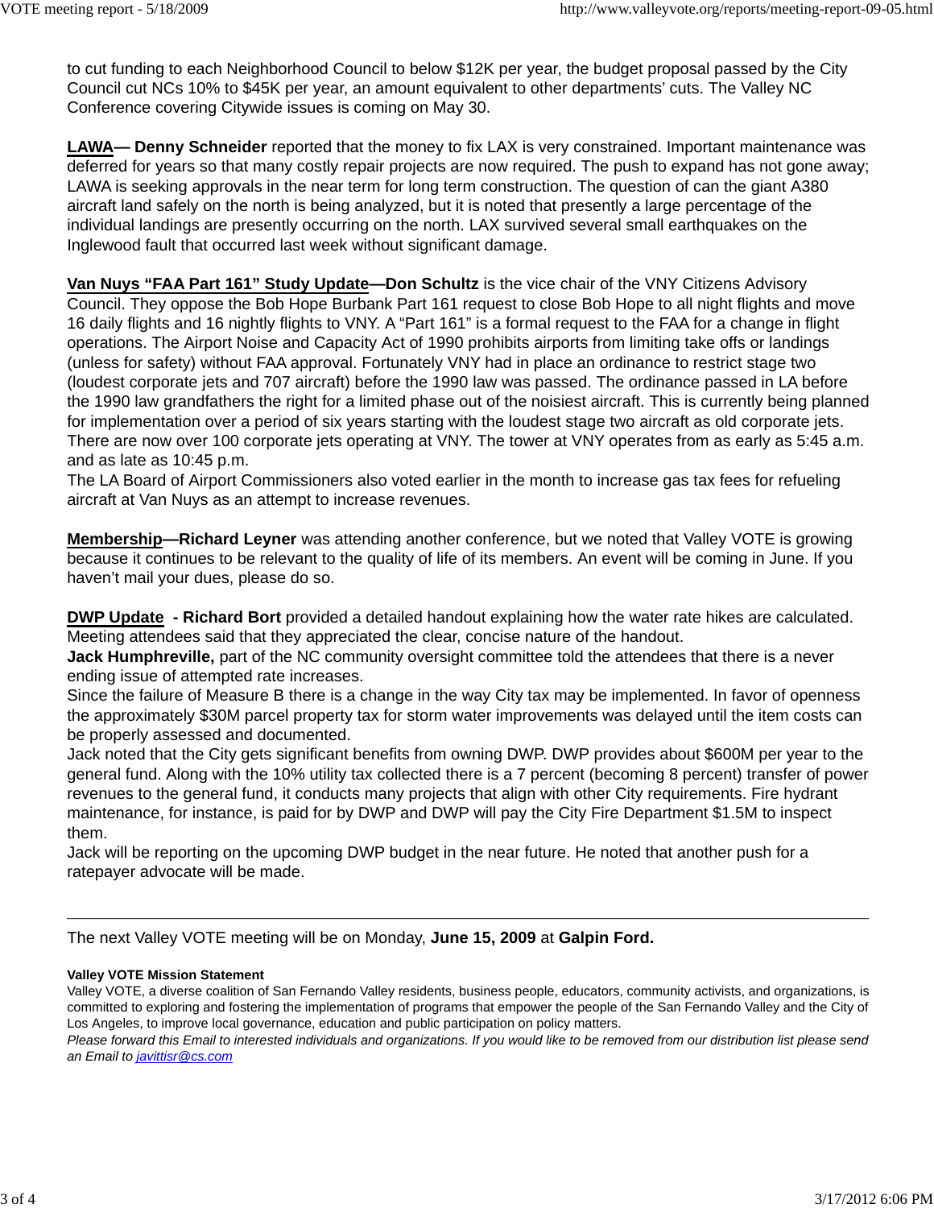to cut funding to each Neighborhood Council to below $12K per year, the budget proposal passed by the City Council cut NCs 10% to $45K per year, an amount equivalent to other departments' cuts. The Valley NC Conference covering Citywide issues is coming on May 30.

**LAWA— Denny Schneider** reported that the money to fix LAX is very constrained. Important maintenance was deferred for years so that many costly repair projects are now required. The push to expand has not gone away; LAWA is seeking approvals in the near term for long term construction. The question of can the giant A380 aircraft land safely on the north is being analyzed, but it is noted that presently a large percentage of the individual landings are presently occurring on the north. LAX survived several small earthquakes on the Inglewood fault that occurred last week without significant damage.

**Van Nuys "FAA Part 161" Study Update—Don Schultz** is the vice chair of the VNY Citizens Advisory Council. They oppose the Bob Hope Burbank Part 161 request to close Bob Hope to all night flights and move 16 daily flights and 16 nightly flights to VNY. A "Part 161" is a formal request to the FAA for a change in flight operations. The Airport Noise and Capacity Act of 1990 prohibits airports from limiting take offs or landings (unless for safety) without FAA approval. Fortunately VNY had in place an ordinance to restrict stage two (loudest corporate jets and 707 aircraft) before the 1990 law was passed. The ordinance passed in LA before the 1990 law grandfathers the right for a limited phase out of the noisiest aircraft. This is currently being planned for implementation over a period of six years starting with the loudest stage two aircraft as old corporate jets. There are now over 100 corporate jets operating at VNY. The tower at VNY operates from as early as 5:45 a.m. and as late as 10:45 p.m.
The LA Board of Airport Commissioners also voted earlier in the month to increase gas tax fees for refueling aircraft at Van Nuys as an attempt to increase revenues.

**Membership—Richard Leyner** was attending another conference, but we noted that Valley VOTE is growing because it continues to be relevant to the quality of life of its members. An event will be coming in June. If you haven't mail your dues, please do so.

**DWP Update - Richard Bort** provided a detailed handout explaining how the water rate hikes are calculated. Meeting attendees said that they appreciated the clear, concise nature of the handout.
**Jack Humphreville,** part of the NC community oversight committee told the attendees that there is a never ending issue of attempted rate increases.
Since the failure of Measure B there is a change in the way City tax may be implemented. In favor of openness the approximately $30M parcel property tax for storm water improvements was delayed until the item costs can be properly assessed and documented.
Jack noted that the City gets significant benefits from owning DWP. DWP provides about $600M per year to the general fund. Along with the 10% utility tax collected there is a 7 percent (becoming 8 percent) transfer of power revenues to the general fund, it conducts many projects that align with other City requirements. Fire hydrant maintenance, for instance, is paid for by DWP and DWP will pay the City Fire Department $1.5M to inspect them.
Jack will be reporting on the upcoming DWP budget in the near future. He noted that another push for a ratepayer advocate will be made.

---

The next Valley VOTE meeting will be on Monday, **June 15, 2009** at **Galpin Ford.**

**Valley VOTE Mission Statement**
Valley VOTE, a diverse coalition of San Fernando Valley residents, business people, educators, community activists, and organizations, is committed to exploring and fostering the implementation of programs that empower the people of the San Fernando Valley and the City of Los Angeles, to improve local governance, education and public participation on policy matters.
*Please forward this Email to interested individuals and organizations. If you would like to be removed from our distribution list please send an Email to javittisr@cs.com*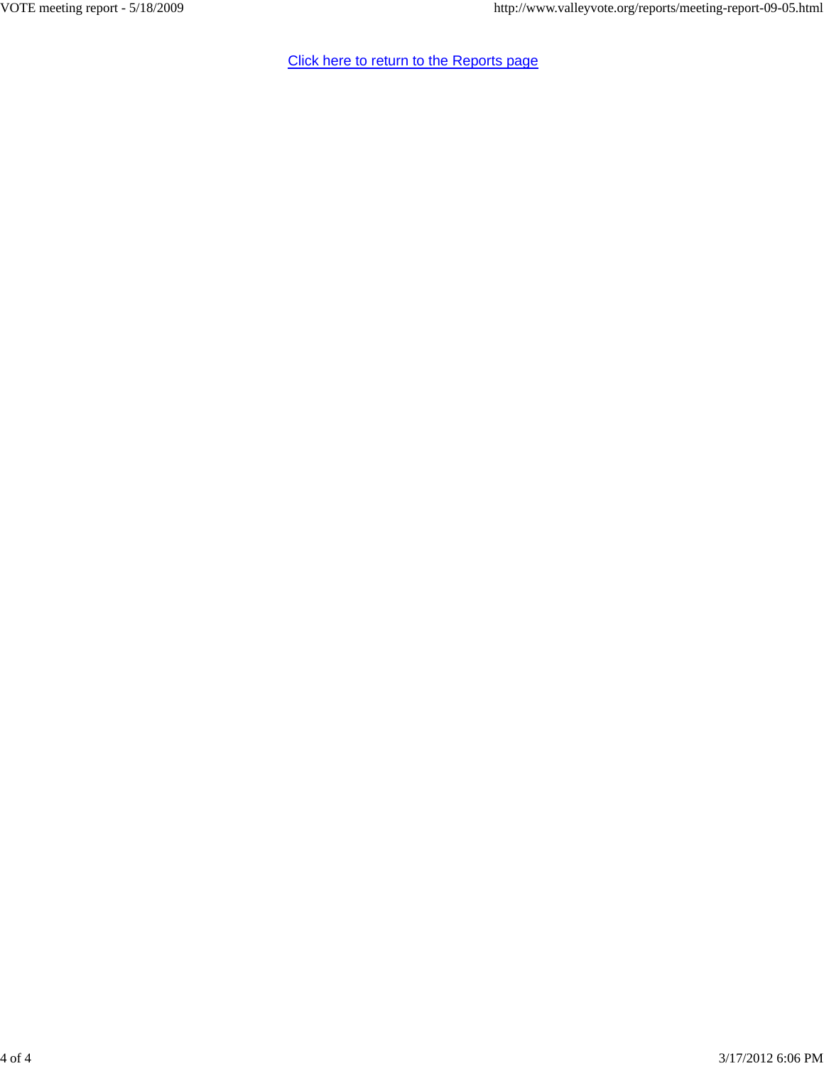Click here to return to the Reports page